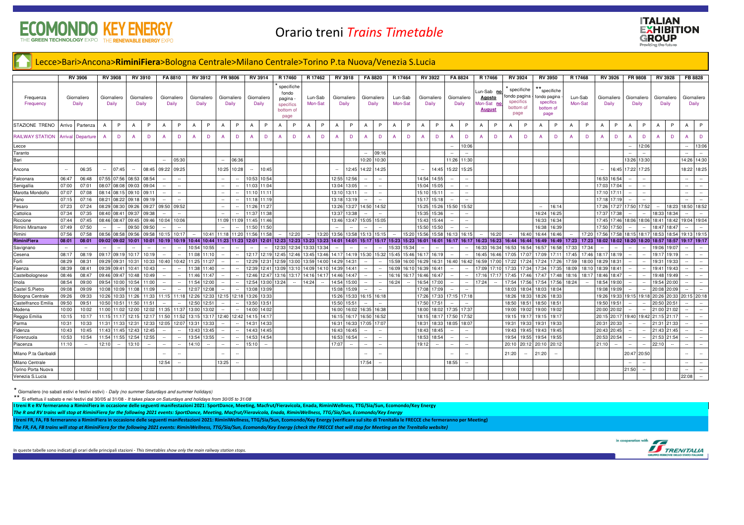# Orario treni *Trains Timetable*

## Lecce>Bari>Ancona>**RiminiFiera**>Bologna Centrale>Milano Centrale>Torino P.ta Nuova/Venezia S.Lucia

| | RV 3906 | | RV 3908 | | RV 3910 | | FA 8810 | | RV 3912 | | FR 9806 | | RV 3914 | | R 17460 | | R 17462 | | RV 3918 | | FA 8820 | | R 17464 | | RV 3922 | | FA 8824 | | R 17466 | | RV 3924 | | RV 3950 | | R 17468 | | RV 3926 | | FR 9808 | | RV 3928 | | FB 8828 | |
|---|---|---|---|---|---|---|---|---|---|---|---|---|---|---|---|---|---|---|---|---|---|---|---|---|---|---|---|---|---|---|---|---|---|---|---|---|---|---|---|---|---|---|---|---|
| Frequenza Frequency | Giornaliero Daily | | Giornaliero Daily | | Giornaliero Daily | | Giornaliero Daily | | Giornaliero Daily | | Giornaliero Daily | | Giornaliero Daily | | * specifiche fondo pagina - specifics bottom of page | | Lun-Sab Mon-Sat | | Giornaliero Daily | | Giornaliero Daily | | Lun-Sab Mon-Sat | | Giornaliero Daily | | Giornaliero Daily | | Lun-Sab **no Agosto** Mon-Sat **no August** | | * specifiche fondo pagina - specifics bottom of page | | ** specifiche fondo pagina - specifics bottom of page | | Lun-Sab Mon-Sat | | Giornaliero Daily | | Giornaliero Daily | | Giornaliero Daily | | Giornaliero Daily | |
| STAZIONE TRENO | Arrivo | Partenza | A | P | A | P | A | P | A | P | A | P | A | P | A | P | A | P | A | P | A | P | A | P | A | P | A | P | A | P | A | P | A | P | A | P | A | P | A | P | A | P | A | P |
| RAILWAY STATION | Arrival | Departure | A | D | A | D | A | D | A | D | A | D | A | D | A | D | A | D | A | D | A | D | A | D | A | D | A | D | A | D | A | D | A | D | A | D | A | D | A | D | A | D | A | D |
| Lecce | | | | | | | | | | | | | | | | | | | | | | | | | | | -- | 10:06 | | | | | | | | | | | -- | 12:06 | | | -- | 13:06 |
| Taranto | | | | | | | | | | | | | | | | | | | | | -- | 09:16 | | | | | -- | -- | | | | | | | | | | | -- | -- | | | -- | -- |
| Bari | | | | | | | -- | 05:30 | | | -- | 06:36 | | | | | | | | | 10:20 | 10:30 | | | | | 11:26 | 11:30 | | | | | | | | | | | 13:26 | 13:30 | | | 14:26 | 14:30 |
| Ancona | -- | 06:35 | -- | 07:45 | | 08:45 | 09:22 | 09:25 | | | 10:25 | 10:28 | -- | 10:45 | | | | | -- | 12:45 | 14:22 | 14:25 | | | -- | 14:45 | 15:22 | 15:25 | | | | | | | | | -- | 16:45 | 17:22 | 17:25 | | | 18:22 | 18:25 |
| Falconara | 06:47 | 06:48 | 07:55 | 07:56 | 08:53 | 08:54 | -- | -- | | | -- | -- | 10:53 | 10:54 | | | | | 12:55 | 12:56 | -- | -- | | | 14:54 | 14:55 | -- | -- | | | | | | | | | 16:53 | 16:54 | -- | -- | | | -- | -- |
| Senigallia | 07:00 | 07:01 | 08:07 | 08:08 | 09:03 | 09:04 | -- | -- | | | -- | -- | 11:03 | 11:04 | | | | | 13:04 | 13:05 | -- | -- | | | 15:04 | 15:05 | -- | -- | | | | | | | | | 17:03 | 17:04 | -- | -- | | | -- | -- |
| Marotta Mondolfo | 07:07 | 07:08 | 08:14 | 08:15 | 09:10 | 09:11 | -- | -- | | | -- | -- | 11:10 | 11:11 | | | | | 13:10 | 13:11 | -- | -- | | | 15:10 | 15:11 | -- | -- | | | | | | | | | 17:10 | 17:11 | -- | -- | | | -- | -- |
| Fano | 07:15 | 07:16 | 08:21 | 08:22 | 09:18 | 09:19 | -- | -- | | | -- | -- | 11:18 | 11:19 | | | | | 13:18 | 13:19 | -- | -- | | | 15:17 | 15:18 | -- | -- | | | | | | | | | 17:18 | 17:19 | -- | -- | | | -- | -- |
| Pesaro | 07:23 | 07:24 | 08:29 | 08:30 | 09:26 | 09:27 | 09:50 | 09:52 | | | -- | -- | 11:26 | 11:27 | | | | | 13:26 | 13:27 | 14:50 | 14:52 | | | 15:25 | 15:26 | 15:50 | 15:52 | | | | | -- | 16:14 | | | 17:26 | 17:27 | 17:50 | 17:52 | -- | 18:23 | 18:50 | 18:52 |
| Cattolica | 07:34 | 07:35 | 08:40 | 08:41 | 09:37 | 09:38 | -- | -- | | | -- | -- | 11:37 | 11:38 | | | | | 13:37 | 13:38 | -- | -- | | | 15:35 | 15:36 | -- | -- | | | | | 16:24 | 16:25 | | | 17:37 | 17:38 | -- | -- | 18:33 | 18:34 | -- | -- |
| Riccione | 07:44 | 07:45 | 08:46 | 08:47 | 09:45 | 09:46 | 10:04 | 10:06 | | | 11:09 | 11:09 | 11:45 | 11:46 | | | | | 13:46 | 13:47 | 15:05 | 15:05 | | | 15:43 | 15:44 | -- | -- | | | | | 16:33 | 16:34 | | | 17:45 | 17:46 | 18:06 | 18:06 | 18:41 | 18:42 | 19:04 | 19:04 |
| Rimini Miramare | 07:49 | 07:50 | -- | -- | 09:50 | 09:50 | | | | | -- | -- | 11:50 | 11:50 | | | | | -- | -- | -- | -- | | | 15:50 | 15:50 | -- | -- | | | | | 16:38 | 16:39 | | | 17:50 | 17:50 | -- | -- | 18:47 | 18:47 | -- | -- |
| Rimini | 07:56 | 07:58 | 08:56 | 08:58 | 09:56 | 09:58 | 10:15 | 10:17 | -- | 10:41 | 11:18 | 11:20 | 11:56 | 11:58 | -- | 12:20 | -- | 13:20 | 13:56 | 13:58 | 15:13 | 15:15 | -- | 15:20 | 15:56 | 15:58 | 16:13 | 16:15 | -- | 16:20 | -- | 16:40 | 16:44 | 16:46 | -- | 17:20 | 17:56 | 17:58 | 18:15 | 18:17 | 18:53 | 18:54 | 19:13 | 19:15 |
| **RiminiFiera** | **08:01** | **08:01** | **09:02** | **09:02** | **10:01** | **10:01** | **10:19** | **10:19** | **10:44** | **10:44** | **11:23** | **11:23** | **12:01** | **12:01** | **12:23** | **12:23** | **13:23** | **13:23** | **14:01** | **14:01** | **15:17** | **15:17** | **15:23** | **15:23** | **16:01** | **16:01** | **16:17** | **16:17** | **16:23** | **16:23** | **16:44** | **16:44** | **16:49** | **16:49** | **17:23** | **17:23** | **18:02** | **18:02** | **18:20** | **18:20** | **18:57** | **18:57** | **19:17** | **19:17** |
| Savignano | -- | -- | -- | -- | -- | -- | -- | -- | 10:54 | 10:55 | -- | -- | -- | -- | 12:33 | 12:34 | 13:33 | 13:34 | -- | -- | -- | -- | 15:33 | 15:34 | -- | -- | -- | -- | 16:33 | 16:34 | 16:53 | 16:54 | 16:57 | 16:58 | 17:33 | 17:34 | -- | -- | -- | -- | 19:06 | 19:07 | -- | -- |
| Cesena | 08:17 | 08:19 | 09:17 | 09:19 | 10:17 | 10:19 | -- | -- | 11:08 | 11:10 | -- | -- | 12:17 | 12:19 | 12:45 | 12:46 | 13:45 | 13:46 | 14:17 | 14:19 | 15:30 | 15:32 | 15:45 | 15:46 | 16:17 | 16:19 | -- | -- | 16:45 | 16:46 | 17:05 | 17:07 | 17:09 | 17:11 | 17:45 | 17:46 | 18:17 | 18:19 | -- | -- | 19:17 | 19:19 | -- | -- |
| Forlì | 08:29 | 08:31 | 09:29 | 09:31 | 10:31 | 10:33 | 10:40 | 10:42 | 11:25 | 11:27 | -- | -- | 12:29 | 12:31 | 12:59 | 13:00 | 13:59 | 14:00 | 14:29 | 14:31 | -- | -- | 15:59 | 16:00 | 16:29 | 16:31 | 16:40 | 16:42 | 16:59 | 17:00 | 17:22 | 17:24 | 17:24 | 17:26 | 17:59 | 18:00 | 18:29 | 18:31 | -- | -- | 19:31 | 19:33 | -- | -- |
| Faenza | 08:39 | 08:41 | 09:39 | 09:41 | 10:41 | 10:43 | -- | -- | 11:38 | 11:40 | -- | -- | 12:39 | 12:41 | 13:09 | 13:10 | 14:09 | 14:10 | 14:39 | 14:41 | -- | -- | 16:09 | 16:10 | 16:39 | 16:41 | -- | -- | 17:09 | 17:10 | 17:33 | 17:34 | 17:34 | 17:35 | 18:09 | 18:10 | 18:39 | 18:41 | -- | -- | 19:41 | 19:43 | -- | -- |
| Castelbolognese | 08:46 | 08:47 | 09:46 | 09:47 | 10:48 | 10:49 | -- | -- | 11:46 | 11:47 | -- | -- | 12:46 | 12:47 | 13:16 | 13:17 | 14:16 | 14:17 | 14:46 | 14:47 | -- | -- | 16:16 | 16:17 | 16:46 | 16:47 | -- | -- | 17:16 | 17:17 | 17:45 | 17:46 | 17:47 | 17:48 | 18:16 | 18:17 | 18:46 | 18:47 | -- | -- | 19:48 | 19:49 | -- | -- |
| Imola | 08:54 | 09:00 | 09:54 | 10:00 | 10:54 | 11:00 | -- | -- | 11:54 | 12:00 | -- | -- | 12:54 | 13:00 | 13:24 | -- | 14:24 | -- | 14:54 | 15:00 | -- | -- | 16:24 | -- | 16:54 | 17:00 | -- | -- | 17:24 | -- | 17:54 | 17:56 | 17:54 | 17:56 | 18:24 | -- | 18:54 | 19:00 | -- | -- | 19:54 | 20:00 | -- | -- |
| Castel S.Pietro | 09:08 | 09:09 | 10:08 | 10:09 | 11:08 | 11:09 | -- | -- | 12:07 | 12:08 | -- | -- | 13:08 | 13:09 | | | | | 15:08 | 15:09 | -- | -- | | | 17:08 | 17:09 | -- | -- | | | 18:03 | 18:04 | 18:03 | 18:04 | | | 19:08 | 19:09 | -- | -- | 20:08 | 20:09 | -- | -- |
| Bologna Centrale | 09:26 | 09:33 | 10:26 | 10:33 | 11:26 | 11:33 | 11:15 | 11:18 | 12:26 | 12:33 | 12:15 | 12:18 | 13:26 | 13:33 | | | | | 15:26 | 15:33 | 16:15 | 16:18 | | | 17:26 | 17:33 | 17:15 | 17:18 | | | 18:26 | 18:33 | 18:26 | 18:33 | | | 19:26 | 19:33 | 19:15 | 19:18 | 20:26 | 20:33 | 20:15 | 20:18 |
| Castelfranco Emilia | 09:50 | 09:51 | 10:50 | 10:51 | 11:50 | 11:51 | -- | -- | 12:50 | 12:51 | -- | -- | 13:50 | 13:51 | | | | | 15:50 | 15:51 | -- | -- | | | 17:50 | 17:51 | -- | -- | | | 18:50 | 18:51 | 18:50 | 18:51 | | | 19:50 | 19:51 | -- | -- | 20:50 | 20:51 | -- | -- |
| Modena | 10:00 | 10:02 | 11:00 | 11:02 | 12:00 | 12:02 | 11:35 | 11:37 | 13:00 | 13:02 | -- | -- | 14:00 | 14:02 | | | | | 16:00 | 16:02 | 16:35 | 16:38 | | | 18:00 | 18:02 | 17:35 | 17:37 | | | 19:00 | 19:02 | 19:00 | 19:02 | | | 20:00 | 20:02 | -- | -- | 21:00 | 21:02 | -- | -- |
| Reggio Emilia | 10:15 | 10:17 | 11:15 | 11:17 | 12:15 | 12:17 | 11:50 | 11:52 | 13:15 | 13:17 | 12:40 | 12:42 | 14:15 | 14:17 | | | | | 16:15 | 16:17 | 16:50 | 16:52 | | | 18:15 | 18:17 | 17:50 | 17:52 | | | 19:15 | 19:17 | 19:15 | 19:17 | | | 20:15 | 20:17 | 19:40 | 19:42 | 21:15 | 21:17 | -- | -- |
| Parma | 10:31 | 10:33 | 11:31 | 11:33 | 12:31 | 12:33 | 12:05 | 12:07 | 13:31 | 13:33 | -- | -- | 14:31 | 14:33 | | | | | 16:31 | 16:33 | 17:05 | 17:07 | | | 18:31 | 18:33 | 18:05 | 18:07 | | | 19:31 | 19:33 | 19:31 | 19:33 | | | 20:31 | 20:33 | -- | -- | 21:31 | 21:33 | -- | -- |
| Fidenza | 10:43 | 10:45 | 11:43 | 11:45 | 12:43 | 12:45 | -- | -- | 13:43 | 13:45 | -- | -- | 14:43 | 14:45 | | | | | 16:43 | 16:45 | -- | -- | | | 18:43 | 18:45 | -- | -- | | | 19:43 | 19:45 | 19:43 | 19:45 | | | 20:43 | 20:45 | -- | -- | 21:43 | 21:45 | -- | -- |
| Fiorenzuola | 10:53 | 10:54 | 11:54 | 11:55 | 12:54 | 12:55 | -- | -- | 13:54 | 13:55 | -- | -- | 14:53 | 14:54 | | | | | 16:53 | 16:54 | -- | -- | | | 18:53 | 18:54 | -- | -- | | | 19:54 | 19:55 | 19:54 | 19:55 | | | 20:53 | 20:54 | -- | -- | 21:53 | 21:54 | -- | -- |
| Piacenza | 11:10 | -- | 12:10 | -- | 13:10 | -- | -- | -- | 14:10 | -- | -- | -- | 15:10 | -- | | | | | 17:07 | -- | -- | -- | | | 19:12 | -- | -- | -- | | | 20:10 | 20:12 | 20:10 | 20:12 | | | 21:10 | -- | -- | -- | 22:10 | -- | -- | -- |
| Milano P.ta Garibaldi | | | | | | | -- | -- | | | -- | -- | | | | | | | | | -- | -- | | | | | -- | -- | | | 21:20 | -- | 21:20 | -- | | | | | 20:47 | 20:50 | | | -- | -- |
| Milano Centrale | | | | | | | 12:54 | -- | | | 13:25 | -- | | | | | | | | | 17:54 | -- | | | | | 18:55 | -- | | | | | | | | | | | -- | -- | | | -- | -- |
| Torino Porta Nuova | | | | | | | | | | | | | | | | | | | | | | | | | | | | | | | | | | | | | | | 21:50 | -- | | | -- | -- |
| Venezia S.Lucia | | | | | | | | | | | | | | | | | | | | | | | | | | | | | | | | | | | | | | | | | | | 22:08 | -- |

\* Giornaliero (no sabati estivi e festivi estivi) - *Daily (no summer Saturdays and summer holidays)*

\*\* Si effettua il sabato e nei festivi dal 30/05 al 31/08 - *It takes place on Saturdays and holidays from 30/05 to 31/08*

**I treni R e RV fermeranno a RiminiFiera in occasione delle seguenti manifestazioni 2021: SportDance, Meeting, Macfrut/Fieravicola, Enada, RiminiWellness, TTG/Sia/Sun, Ecomondo/Key Energy**

***The R and RV trains will stop at RiminiFiera for the following 2021 events: SportDance, Meeting, Macfrut/Fieravicola, Enada, RiminiWellness, TTG/Sia/Sun, Ecomondo/Key Energy***

**I treni FR, FA, FB fermeranno a RiminiFiera in occasione delle seguenti manifestazioni 2021: RiminiWellness, TTG/Sia/Sun, Ecomondo/Key Energy (verificare sul sito di Trenitalia le FRECCE che fermeranno per Meeting)**

***The FR, FA, FB trains will stop at RiminiFiera for the following 2021 events: RiminiWellness, TTG/Sia/Sun, Ecomondo/Key Energy (check the FRECCE that will stop for Meeting on the Trenitalia website)***

In queste tabelle sono indicati gli orari delle principali stazioni - *This timetables show only the main railway station stops.*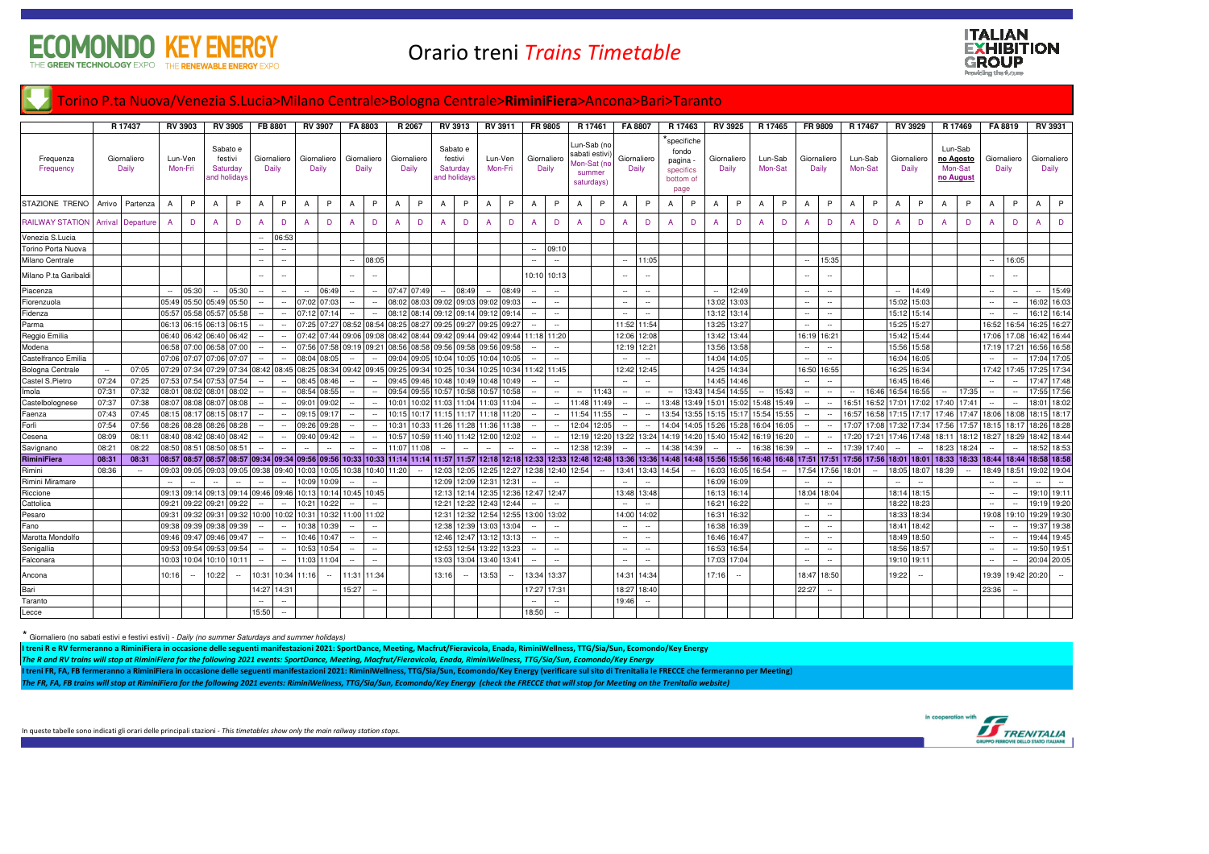## Torino P.ta Nuova>Venezia S.Lucia>Milano Centrale>Bologna Centrale>**RiminiFiera**>Ancona>Bari>Taranto

| | R 17437 | | RV 3903 | | RV 3905 | | FB 8801 | | RV 3907 | | FA 8803 | | R 2067 | | RV 3913 | | RV 3911 | | FR 9805 | | R 17461 | | FA 8807 | | R 17463 | | RV 3925 | | R 17465 | | FR 9809 | | R 17467 | | RV 3929 | | R 17469 | | FA 8819 | | RV 3931 | |
|---|---|---|---|---|---|---|---|---|---|---|---|---|---|---|---|---|---|---|---|---|---|---|---|---|---|---|---|---|---|---|---|---|---|---|---|---|---|---|---|---|---|---|
| Frequenza Frequency | Giornaliero Daily | | Lun-Ven Mon-Fri | | Sabato e festivi Saturday and holidays | | Giornaliero Daily | | Giornaliero Daily | | Giornaliero Daily | | Giornaliero Daily | | Sabato e festivi Saturday and holidays | | Lun-Ven Mon-Fri | | Giornaliero Daily | | Lun-Sab (no sabati estivi) Mon-Sat (no summer saturdays) | | Giornaliero Daily | | * specifiche fondo pagina - specifics bottom of page | | Giornaliero Daily | | Lun-Sab Mon-Sat | | Giornaliero Daily | | Lun-Sab Mon-Sat | | Giornaliero Daily | | Lun-Sab **no Agosto** Mon-Sat **no August** | | Giornaliero Daily | | Giornaliero Daily | |
| STAZIONE TRENO | Arrivo | Partenza | A | P | A | P | A | P | A | P | A | P | A | P | A | P | A | P | A | P | A | P | A | P | A | P | A | P | A | P | A | P | A | P | A | P | A | P | A | P | A | P |
| RAILWAY STATION | Arrival | Departure | A | D | A | D | A | D | A | D | A | D | A | D | A | D | A | D | A | D | A | D | A | D | A | D | A | D | A | D | A | D | A | D | A | D | A | D | A | D | A | D |
| Venezia S.Lucia | | | | | | | -- | 06:53 | | | | | | | | | | | | | | | | | | | | | | | | | | | | | | | | | | |
| Torino Porta Nuova | | | | | | | -- | -- | | | | | | | | | | | -- | 09:10 | | | | | | | | | | | | | | | | | | | | | | |
| Milano Centrale | | | | | | | -- | -- | | | -- | 08:05 | | | | | | | -- | -- | | | -- | 11:05 | | | | | | | -- | 15:35 | | | | | | | -- | 16:05 | | |
| Milano P.ta Garibaldi | | | | | | | -- | -- | | | -- | -- | | | | | | | 10:10 | 10:13 | | | -- | -- | | | | | | | -- | -- | | | | | | | -- | -- | | |
| Piacenza | | | -- | 05:30 | -- | 05:30 | -- | -- | -- | 06:49 | -- | -- | 07:47 | 07:49 | -- | 08:49 | -- | 08:49 | -- | -- | | | -- | -- | | | -- | 12:49 | | | -- | -- | | | -- | 14:49 | | | -- | -- | -- | 15:49 |
| Fiorenzuola | | | 05:49 | 05:50 | 05:49 | 05:50 | -- | -- | 07:02 | 07:03 | -- | -- | 08:02 | 08:03 | 09:02 | 09:03 | 09:02 | 09:03 | -- | -- | | | -- | -- | | | 13:02 | 13:03 | | | -- | -- | | | 15:02 | 15:03 | | | -- | -- | 16:02 | 16:03 |
| Fidenza | | | 05:57 | 05:58 | 05:57 | 05:58 | -- | -- | 07:12 | 07:14 | -- | -- | 08:12 | 08:14 | 09:12 | 09:14 | 09:12 | 09:14 | -- | -- | | | -- | -- | | | 13:12 | 13:14 | | | -- | -- | | | 15:12 | 15:14 | | | -- | -- | 16:12 | 16:14 |
| Parma | | | 06:13 | 06:15 | 06:13 | 06:15 | -- | -- | 07:25 | 07:27 | 08:52 | 08:54 | 08:25 | 08:27 | 09:25 | 09:27 | 09:25 | 09:27 | -- | -- | | | 11:52 | 11:54 | | | 13:25 | 13:27 | | | -- | -- | | | 15:25 | 15:27 | | | 16:52 | 16:54 | 16:25 | 16:27 |
| Reggio Emilia | | | 06:40 | 06:42 | 06:40 | 06:42 | -- | -- | 07:42 | 07:44 | 09:06 | 09:08 | 08:42 | 08:44 | 09:42 | 09:44 | 09:42 | 09:44 | 11:18 | 11:20 | | | 12:06 | 12:08 | | | 13:42 | 13:44 | | | 16:19 | 16:21 | | | 15:42 | 15:44 | | | 17:06 | 17.08 | 16:42 | 16:44 |
| Modena | | | 06:58 | 07:00 | 06:58 | 07:00 | -- | -- | 07:56 | 07:58 | 09:19 | 09:21 | 08:56 | 08:58 | 09:56 | 09:58 | 09:56 | 09:58 | -- | -- | | | 12:19 | 12:21 | | | 13:56 | 13:58 | | | -- | -- | | | 15:56 | 15:58 | | | 17:19 | 17:21 | 16:56 | 16:58 |
| Castelfranco Emilia | | | 07:06 | 07:07 | 07:06 | 07:07 | -- | -- | 08:04 | 08:05 | -- | -- | 09:04 | 09:05 | 10:04 | 10:05 | 10:04 | 10:05 | -- | -- | | | -- | -- | | | 14:04 | 14:05 | | | -- | -- | | | 16:04 | 16:05 | | | -- | -- | 17:04 | 17:05 |
| Bologna Centrale | -- | 07:05 | 07:29 | 07:34 | 07:29 | 07:34 | 08:42 | 08:45 | 08:25 | 08:34 | 09:42 | 09:45 | 09:25 | 09:34 | 10:25 | 10:34 | 10:25 | 10:34 | 11:42 | 11:45 | | | 12:42 | 12:45 | | | 14:25 | 14:34 | | | 16:50 | 16:55 | | | 16:25 | 16:34 | | | 17:42 | 17:45 | 17:25 | 17:34 |
| Castel S.Pietro | 07:24 | 07:25 | 07:53 | 07:54 | 07:53 | 07:54 | -- | -- | 08:45 | 08:46 | -- | -- | 09:45 | 09:46 | 10:48 | 10:49 | 10:48 | 10:49 | -- | -- | | | -- | -- | | | 14:45 | 14:46 | | | -- | -- | | | 16:45 | 16:46 | | | -- | -- | 17:47 | 17:48 |
| Imola | 07:31 | 07:32 | 08:01 | 08:02 | 08:01 | 08:02 | -- | -- | 08:54 | 08:55 | -- | -- | 09:54 | 09:55 | 10:57 | 10:58 | 10:57 | 10:58 | -- | -- | -- | 11:43 | -- | -- | -- | 13:43 | 14:54 | 14:55 | -- | 15:43 | -- | -- | -- | 16:46 | 16:54 | 16:55 | -- | 17:35 | -- | -- | 17:55 | 17:56 |
| Castelbolognese | 07:37 | 07:38 | 08:07 | 08:08 | 08:07 | 08:08 | -- | -- | 09:01 | 09:02 | -- | -- | 10:01 | 10:02 | 11:03 | 11:04 | 11:03 | 11:04 | -- | -- | 11:48 | 11:49 | -- | -- | 13:48 | 13:49 | 15:01 | 15:02 | 15:48 | 15:49 | -- | -- | 16:51 | 16:52 | 17:01 | 17:02 | 17:40 | 17:41 | -- | -- | 18:01 | 18:02 |
| Faenza | 07:43 | 07:45 | 08:15 | 08:17 | 08:15 | 08:17 | -- | -- | 09:15 | 09:17 | -- | -- | 10:15 | 10:17 | 11:15 | 11:17 | 11:18 | 11:20 | -- | -- | 11:54 | 11:55 | -- | -- | 13:54 | 13:55 | 15:15 | 15:17 | 15:54 | 15:55 | -- | -- | 16:57 | 16:58 | 17:15 | 17:17 | 17:46 | 17:47 | 18:06 | 18:08 | 18:15 | 18:17 |
| Forlì | 07:54 | 07:56 | 08:26 | 08:28 | 08:26 | 08:28 | -- | -- | 09:26 | 09:28 | -- | -- | 10:31 | 10:33 | 11:26 | 11:28 | 11:36 | 11:38 | -- | -- | 12:04 | 12:05 | -- | -- | 14:04 | 14:05 | 15:26 | 15:28 | 16:04 | 16:05 | -- | -- | 17:07 | 17:08 | 17:32 | 17:34 | 17:56 | 17:57 | 18:15 | 18:17 | 18:26 | 18:28 |
| Cesena | 08:09 | 08:11 | 08:40 | 08:42 | 08:40 | 08:42 | -- | -- | 09:40 | 09:42 | -- | -- | 10:57 | 10:59 | 11:40 | 11:42 | 12:00 | 12:02 | -- | -- | 12:19 | 12:20 | 13:22 | 13:24 | 14:19 | 14:20 | 15:40 | 15:42 | 16:19 | 16:20 | -- | -- | 17:20 | 17:21 | 17:46 | 17:48 | 18:11 | 18:12 | 18:27 | 18:29 | 18:42 | 18:44 |
| Savignano | 08:21 | 08:22 | 08:50 | 08:51 | 08:50 | 08:51 | -- | -- | -- | -- | -- | -- | 11:07 | 11:08 | -- | -- | -- | -- | -- | -- | 12:38 | 12:39 | -- | -- | 14:38 | 14:39 | -- | -- | 16:38 | 16:39 | -- | -- | 17:39 | 17:40 | -- | -- | 18:23 | 18:24 | -- | -- | 18:52 | 18:53 |
| **RiminiFiera** | **08:31** | **08:31** | **08:57** | **08:57** | **08:57** | **08:57** | **09:34** | **09:34** | **09:56** | **09:56** | **10:33** | **10:33** | **11:14** | **11:14** | **11:57** | **11:57** | **12:18** | **12:18** | **12:33** | **12:33** | **12:48** | **12:48** | **13:36** | **13:36** | **14:48** | **14:48** | **15:56** | **15:56** | **16:48** | **16:48** | **17:51** | **17:51** | **17:56** | **17:56** | **18:01** | **18:01** | **18:33** | **18:33** | **18:44** | **18:44** | **18:58** | **18:58** |
| Rimini | 08:36 | -- | 09:03 | 09:05 | 09:03 | 09:05 | 09:38 | 09:40 | 10:03 | 10:05 | 10:38 | 10:40 | 11:20 | | 12:03 | 12:05 | 12:25 | 12:27 | 12:38 | 12:40 | 12:54 | -- | 13:41 | 13:43 | 14:54 | -- | 16:03 | 16:05 | 16:54 | -- | 17:54 | 17:56 | 18:01 | -- | 18:05 | 18:07 | 18:39 | -- | 18:49 | 18:51 | 19:02 | 19:04 |
| Rimini Miramare | | | -- | -- | -- | -- | -- | -- | 10:09 | 10:09 | -- | -- | | | 12:09 | 12:09 | 12:31 | 12:31 | -- | -- | | | -- | -- | | | 16:09 | 16:09 | | | -- | -- | | | -- | -- | | | -- | -- | -- | -- |
| Riccione | | | 09:13 | 09:14 | 09:13 | 09:14 | 09:46 | 09:46 | 10:13 | 10:14 | 10:45 | 10:45 | | | 12:13 | 12:14 | 12:35 | 12:36 | 12:47 | 12:47 | | | 13:48 | 13:48 | | | 16:13 | 16:14 | | | 18:04 | 18:04 | | | 18:14 | 18:15 | | | -- | -- | 19:10 | 19:11 |
| Cattolica | | | 09:21 | 09:22 | 09:21 | 09:22 | -- | -- | 10:21 | 10:22 | -- | -- | | | 12:21 | 12:22 | 12:43 | 12:44 | -- | -- | | | -- | -- | | | 16:21 | 16:22 | | | -- | -- | | | 18:22 | 18:23 | | | -- | -- | 19:19 | 19:20 |
| Pesaro | | | 09:31 | 09:32 | 09:31 | 09:32 | 10:00 | 10:02 | 10:31 | 10:32 | 11:00 | 11:02 | | | 12:31 | 12:32 | 12:54 | 12:55 | 13:00 | 13:02 | | | 14:00 | 14:02 | | | 16:31 | 16:32 | | | -- | -- | | | 18:33 | 18:34 | | | 19:08 | 19:10 | 19:29 | 19:30 |
| Fano | | | 09:38 | 09:39 | 09:38 | 09:39 | -- | -- | 10:38 | 10:39 | -- | -- | | | 12:38 | 12:39 | 13:03 | 13:04 | -- | -- | | | -- | -- | | | 16:38 | 16:39 | | | -- | -- | | | 18:41 | 18:42 | | | -- | -- | 19:37 | 19:38 |
| Marotta Mondolfo | | | 09:46 | 09:47 | 09:46 | 09:47 | -- | -- | 10:46 | 10:47 | -- | -- | | | 12:46 | 12:47 | 13:12 | 13:13 | -- | -- | | | -- | -- | | | 16:46 | 16:47 | | | -- | -- | | | 18:49 | 18:50 | | | -- | -- | 19:44 | 19:45 |
| Senigallia | | | 09:53 | 09:54 | 09:53 | 09:54 | -- | -- | 10:53 | 10:54 | -- | -- | | | 12:53 | 12:54 | 13:22 | 13:23 | -- | -- | | | -- | -- | | | 16:53 | 16:54 | | | -- | -- | | | 18:56 | 18:57 | | | -- | -- | 19:50 | 19:51 |
| Falconara | | | 10:03 | 10:04 | 10:10 | 10:11 | -- | -- | 11:03 | 11:04 | -- | -- | | | 13:03 | 13:04 | 13:40 | 13:41 | -- | -- | | | -- | -- | | | 17:03 | 17:04 | | | -- | -- | | | 19:10 | 19:11 | | | -- | -- | 20:04 | 20:05 |
| Ancona | | | 10:16 | -- | 10:22 | -- | 10:31 | 10:34 | 11:16 | -- | 11:31 | 11:34 | | | 13:16 | -- | 13:53 | -- | 13:34 | 13:37 | | | 14:31 | 14:34 | | | 17:16 | -- | | | 18:47 | 18:50 | | | 19:22 | -- | | | 19:39 | 19:42 | 20:20 | -- |
| Bari | | | | | | | 14:27 | 14:31 | | | 15:27 | -- | | | | | | | 17:27 | 17:31 | | | 18:27 | 18:40 | | | | | | | 22:27 | -- | | | | | | | 23:36 | -- | | |
| Taranto | | | | | | | -- | -- | | | | | | | | | | | -- | -- | | | 19:46 | -- | | | | | | | | | | | | | | | | | | |
| Lecce | | | | | | | 15:50 | -- | | | | | | | | | | | 18:50 | -- | | | | | | | | | | | | | | | | | | | | | | |

* Giornaliero (no sabati estivi e festivi estivi) - *Daily (no summer Saturdays and summer holidays)*

**I treni R e RV fermeranno a RiminiFiera in occasione delle seguenti manifestazioni 2021: SportDance, Meeting, Macfrut/Fieravicola, Enada, RiminiWellness, TTG/Sia/Sun, Ecomondo/Key Energy**

***The R and RV trains will stop at RiminiFiera for the following 2021 events: SportDance, Meeting, Macfrut/Fieravicola, Enada, RiminiWellness, TTG/Sia/Sun, Ecomondo/Key Energy***

**I treni FR, FA, FB fermeranno a RiminiFiera in occasione delle seguenti manifestazioni 2021: RiminiWellness, TTG/Sia/Sun, Ecomondo/Key Energy (verificare sul sito di Trenitalia le FRECCE che fermeranno per Meeting)**

***The FR, FA, FB trains will stop at RiminiFiera for the following 2021 events: RiminiWellness, TTG/Sia/Sun, Ecomondo/Key Energy (check the FRECCE that will stop for Meeting on the Trenitalia website)***

In queste tabelle sono indicati gli orari delle principali stazioni - *This timetables show only the main railway station stops.*